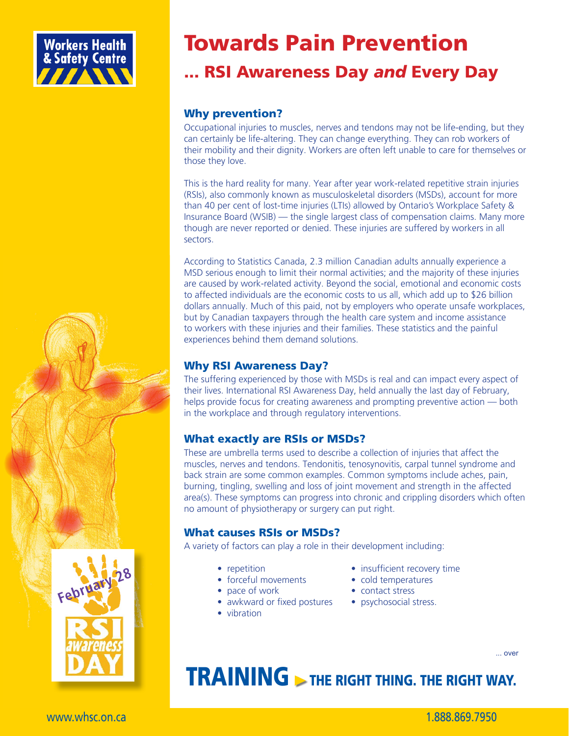Workers Health & Safety Centre

# Towards Pain Prevention

## ... RSI Awareness Day *and* Every Day

### Why prevention?

Occupational injuries to muscles, nerves and tendons may not be life-ending, but they can certainly be life-altering. They can change everything. They can rob workers of their mobility and their dignity. Workers are often left unable to care for themselves or those they love.

This is the hard reality for many. Year after year work-related repetitive strain injuries (RSIs), also commonly known as musculoskeletal disorders (MSDs), account for more than 40 per cent of lost-time injuries (LTIs) allowed by Ontario's Workplace Safety & Insurance Board (WSIB) — the single largest class of compensation claims. Many more though are never reported or denied. These injuries are suffered by workers in all sectors.

According to Statistics Canada, 2.3 million Canadian adults annually experience a MSD serious enough to limit their normal activities; and the majority of these injuries are caused by work-related activity. Beyond the social, emotional and economic costs to affected individuals are the economic costs to us all, which add up to $26 billion dollars annually. Much of this paid, not by employers who operate unsafe workplaces, but by Canadian taxpayers through the health care system and income assistance to workers with these injuries and their families. These statistics and the painful experiences behind them demand solutions.

### Why RSI Awareness Day?

The suffering experienced by those with MSDs is real and can impact every aspect of their lives. International RSI Awareness Day, held annually the last day of February, helps provide focus for creating awareness and prompting preventive action — both in the workplace and through regulatory interventions.

### What exactly are RSIs or MSDs?

These are umbrella terms used to describe a collection of injuries that affect the muscles, nerves and tendons. Tendonitis, tenosynovitis, carpal tunnel syndrome and back strain are some common examples. Common symptoms include aches, pain, burning, tingling, swelling and loss of joint movement and strength in the affected area(s). These symptoms can progress into chronic and crippling disorders which often no amount of physiotherapy or surgery can put right.

### What causes RSIs or MSDs?

A variety of factors can play a role in their development including:

- repetition
- forceful movements
- pace of work
- awkward or fixed postures
- vibration
- insufficient recovery time
- cold temperatures
- contact stress
- psychosocial stress.

February 28 RSI awareness DAY

... over

**TRAINING ▶ THE RIGHT THING. THE RIGHT WAY.**

www.whsc.on.ca 1.888.869.7950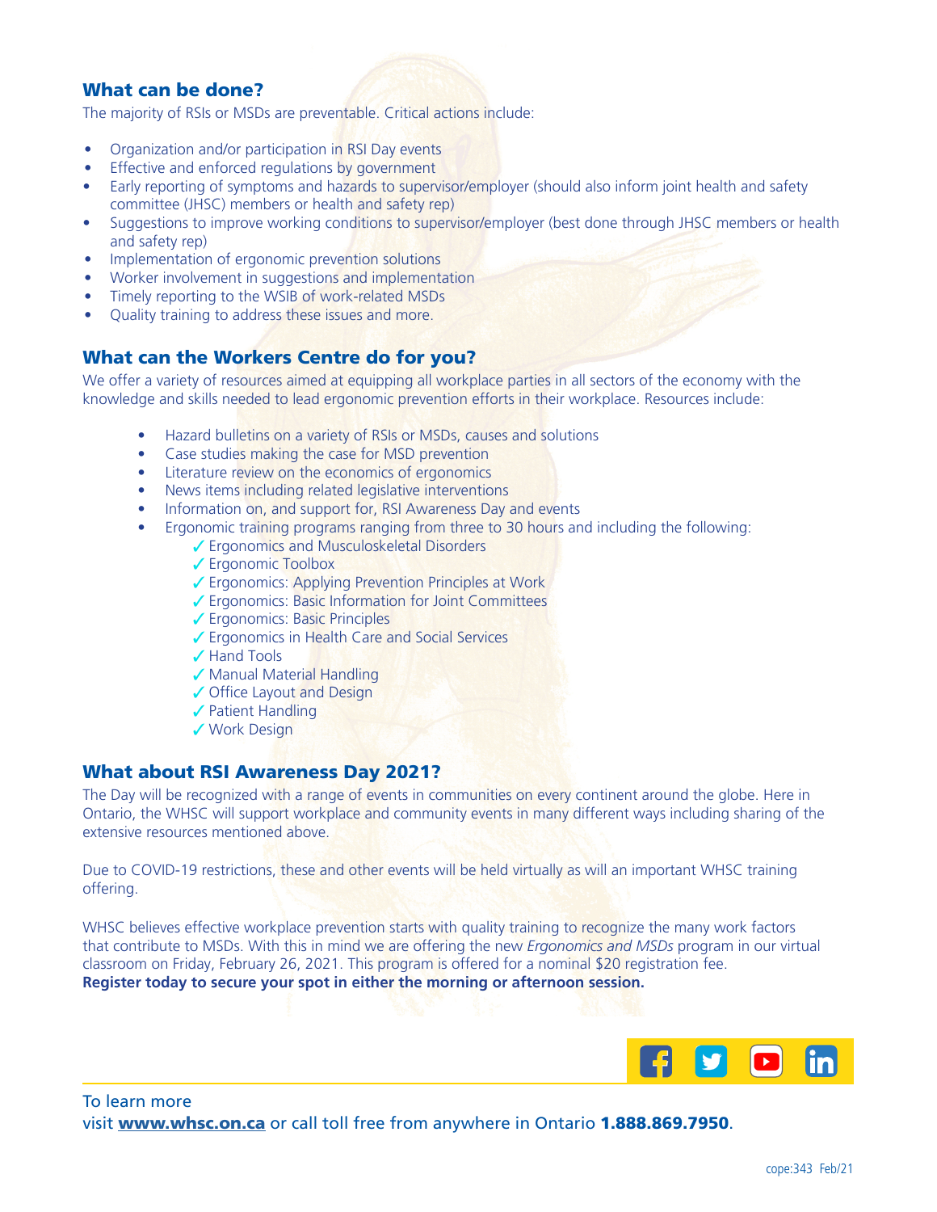## What can be done?

The majority of RSIs or MSDs are preventable. Critical actions include:

- Organization and/or participation in RSI Day events
- Effective and enforced regulations by government
- Early reporting of symptoms and hazards to supervisor/employer (should also inform joint health and safety committee (JHSC) members or health and safety rep)
- Suggestions to improve working conditions to supervisor/employer (best done through JHSC members or health and safety rep)
- Implementation of ergonomic prevention solutions
- Worker involvement in suggestions and implementation
- Timely reporting to the WSIB of work-related MSDs
- Quality training to address these issues and more.

## What can the Workers Centre do for you?

We offer a variety of resources aimed at equipping all workplace parties in all sectors of the economy with the knowledge and skills needed to lead ergonomic prevention efforts in their workplace. Resources include:

- Hazard bulletins on a variety of RSIs or MSDs, causes and solutions
- Case studies making the case for MSD prevention
- Literature review on the economics of ergonomics
- News items including related legislative interventions
- Information on, and support for, RSI Awareness Day and events
- Ergonomic training programs ranging from three to 30 hours and including the following:
  - ✓ Ergonomics and Musculoskeletal Disorders
  - ✓ Ergonomic Toolbox
  - ✓ Ergonomics: Applying Prevention Principles at Work
  - ✓ Ergonomics: Basic Information for Joint Committees
  - ✓ Ergonomics: Basic Principles
  - ✓ Ergonomics in Health Care and Social Services
  - ✓ Hand Tools
  - ✓ Manual Material Handling
  - ✓ Office Layout and Design
  - ✓ Patient Handling
  - ✓ Work Design

## What about RSI Awareness Day 2021?

The Day will be recognized with a range of events in communities on every continent around the globe. Here in Ontario, the WHSC will support workplace and community events in many different ways including sharing of the extensive resources mentioned above.

Due to COVID-19 restrictions, these and other events will be held virtually as will an important WHSC training offering.

WHSC believes effective workplace prevention starts with quality training to recognize the many work factors that contribute to MSDs. With this in mind we are offering the new *Ergonomics and MSDs* program in our virtual classroom on Friday, February 26, 2021. This program is offered for a nominal $20 registration fee. **Register today to secure your spot in either the morning or afternoon session.**

To learn more
visit **www.whsc.on.ca** or call toll free from anywhere in Ontario **1.888.869.7950**.

cope:343 Feb/21